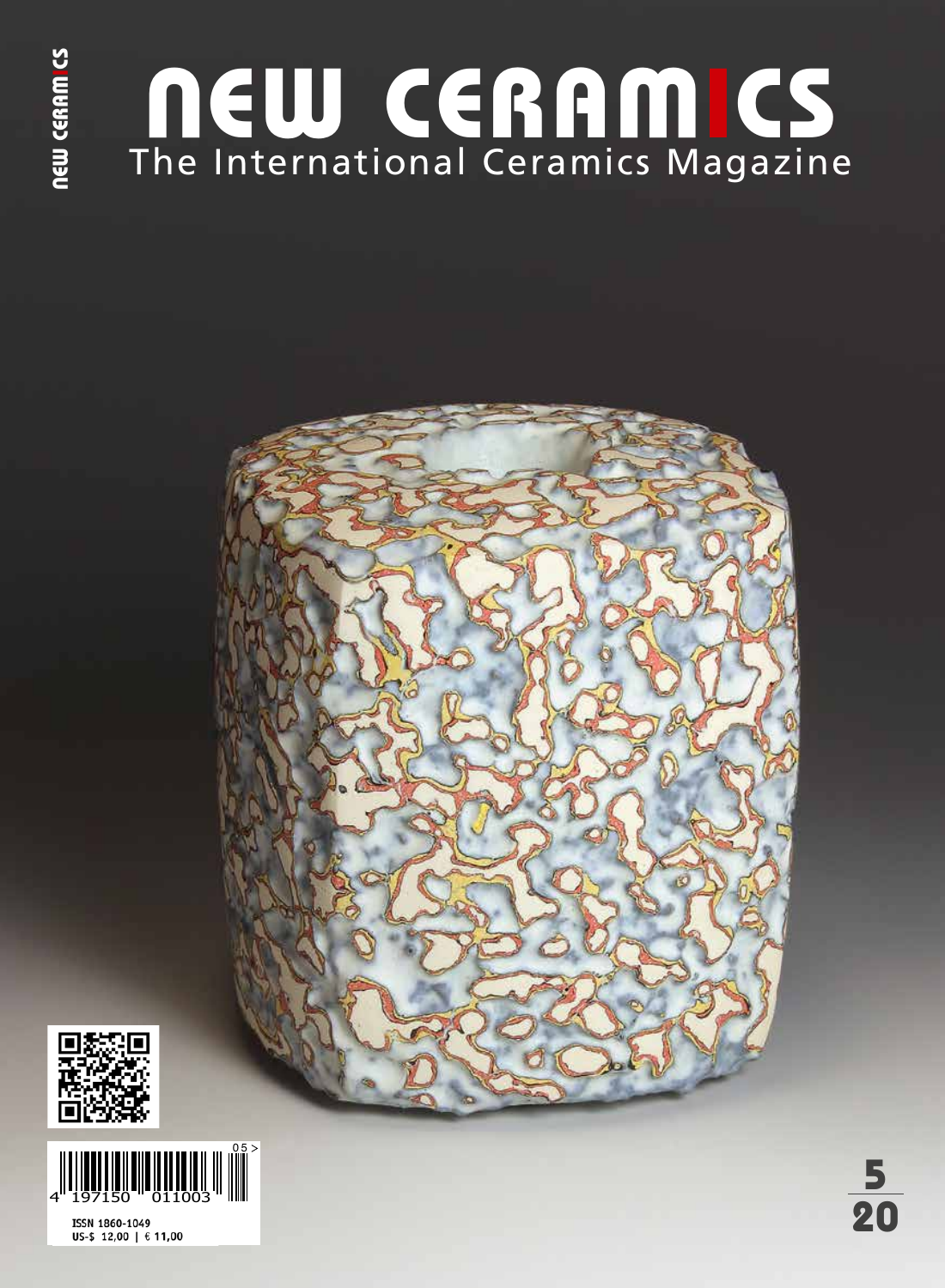# NEW CERAMICS

The International Ceramics Magazine

ISSN 1860-1049
US-$ 12,00 | € 11,00

5
20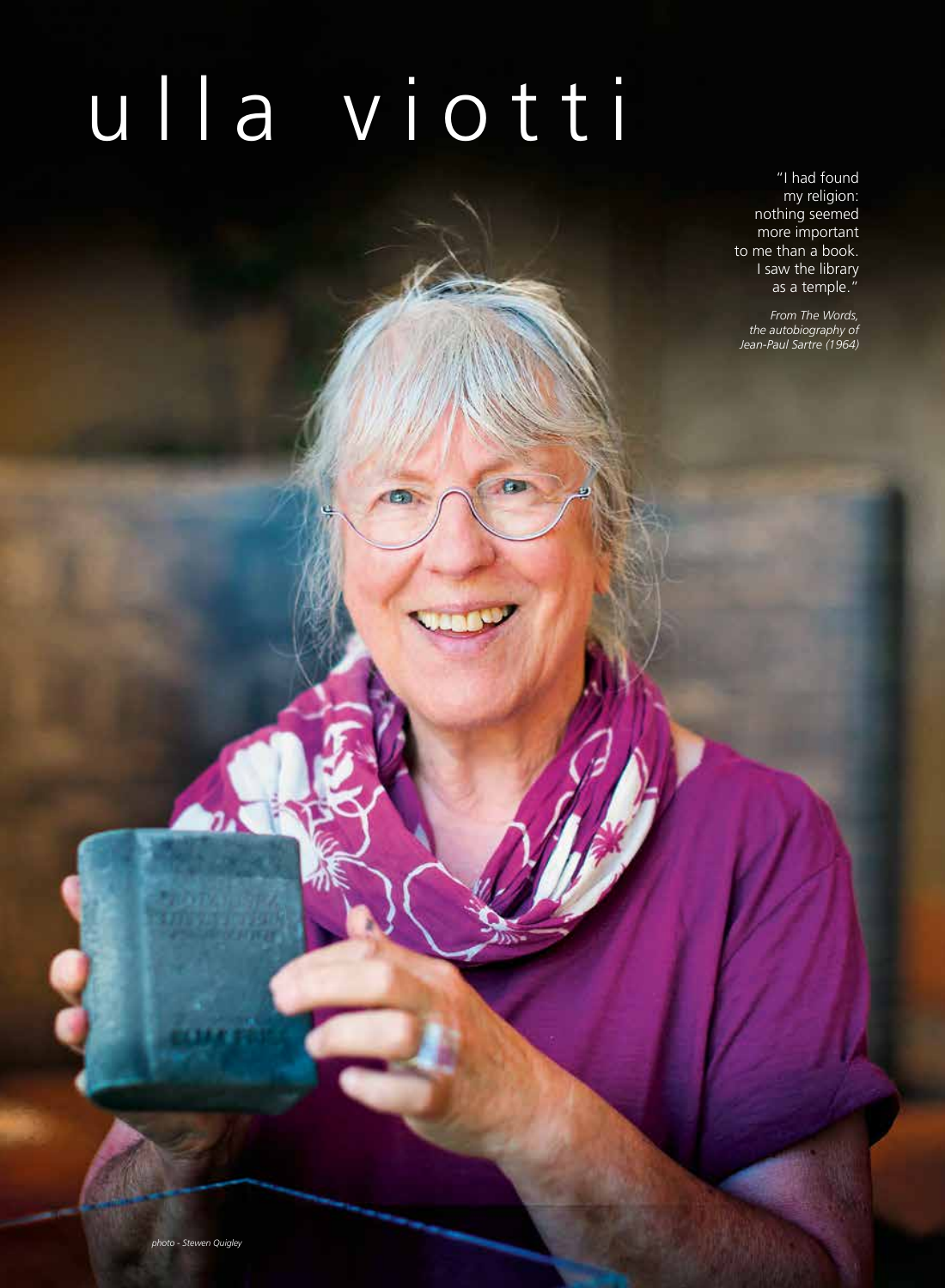# ulla viotti

"I had found
my religion:
nothing seemed
more important
to me than a book.
I saw the library
as a temple."

*From The Words, the autobiography of Jean-Paul Sartre (1964)*

*photo - Stewen Quigley*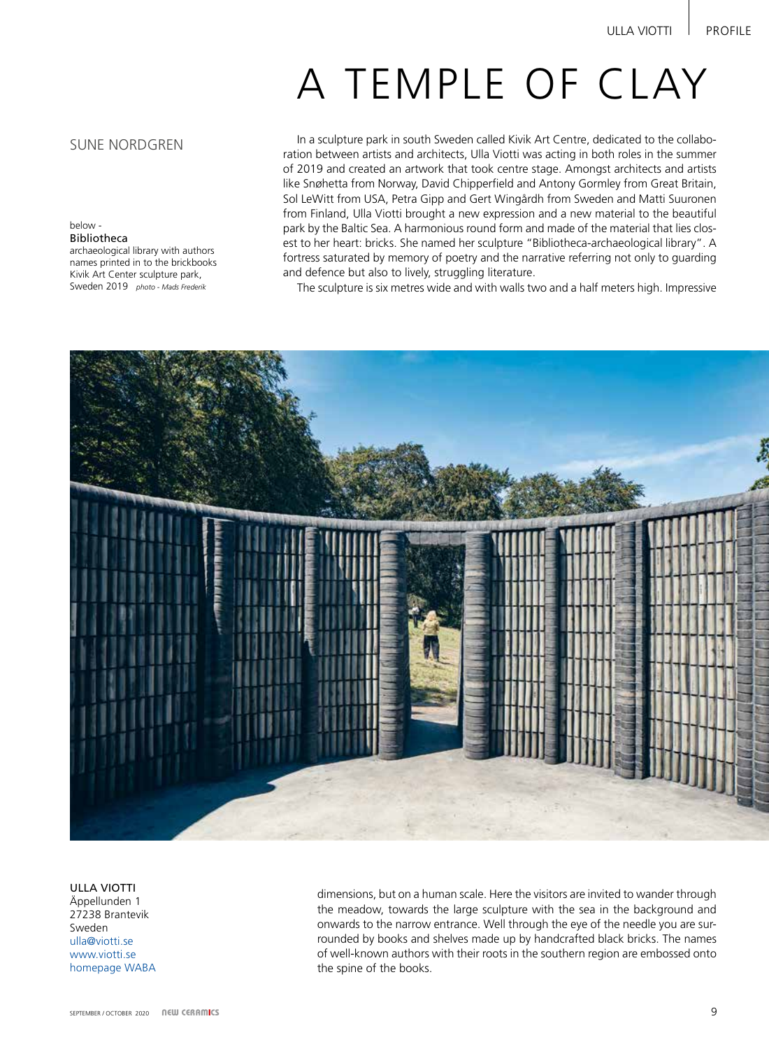# A TEMPLE OF CLAY

SUNE NORDGREN

below -
Bibliotheca
archaeological library with authors names printed in to the brickbooks
Kivik Art Center sculpture park, Sweden 2019 *photo - Mads Frederik*

In a sculpture park in south Sweden called Kivik Art Centre, dedicated to the collaboration between artists and architects, Ulla Viotti was acting in both roles in the summer of 2019 and created an artwork that took centre stage. Amongst architects and artists like Snøhetta from Norway, David Chipperfield and Antony Gormley from Great Britain, Sol LeWitt from USA, Petra Gipp and Gert Wingårdh from Sweden and Matti Suuronen from Finland, Ulla Viotti brought a new expression and a new material to the beautiful park by the Baltic Sea. A harmonious round form and made of the material that lies closest to her heart: bricks. She named her sculpture "Bibliotheca-archaeological library". A fortress saturated by memory of poetry and the narrative referring not only to guarding and defence but also to lively, struggling literature.

The sculpture is six metres wide and with walls two and a half meters high. Impressive dimensions, but on a human scale. Here the visitors are invited to wander through the meadow, towards the large sculpture with the sea in the background and onwards to the narrow entrance. Well through the eye of the needle you are surrounded by books and shelves made up by handcrafted black bricks. The names of well-known authors with their roots in the southern region are embossed onto the spine of the books.

ULLA VIOTTI
Äppellunden 1
27238 Brantevik
Sweden
ulla@viotti.se
www.viotti.se
homepage WABA